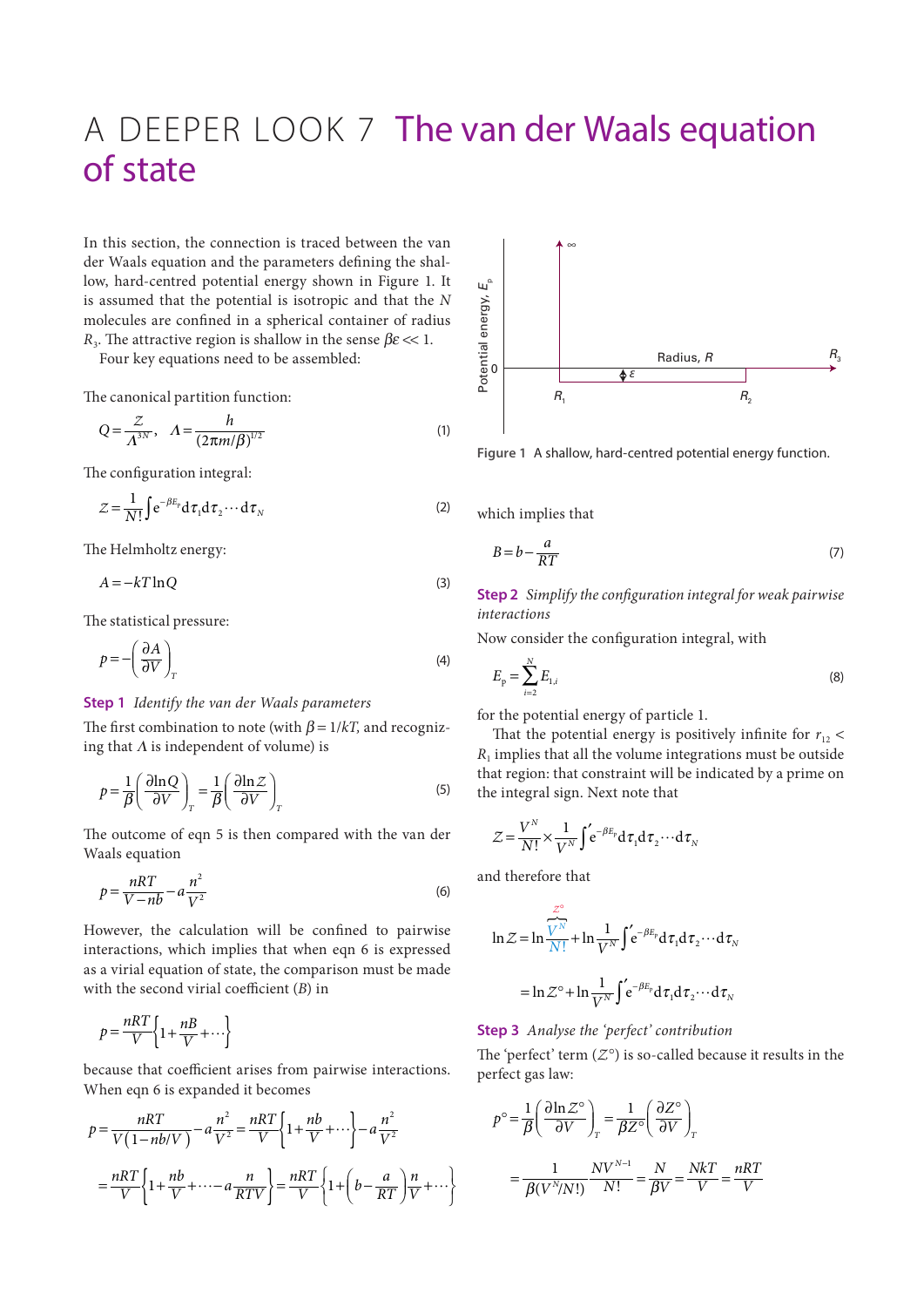# A DEEPER LOOK 7 The van der Waals equation of state

In this section, the connection is traced between the van der Waals equation and the parameters defining the shallow, hard-centred potential energy shown in Figure 1. It is assumed that the potential is isotropic and that the $N$ molecules are confined in a spherical container of radius $R_3$. The attractive region is shallow in the sense $\beta\varepsilon \ll 1$.

Four key equations need to be assembled:

The canonical partition function:

$$Q = \frac{Z}{\Lambda^{3N}}, \quad \Lambda = \frac{h}{(2\pi m/\beta)^{1/2}} \tag{1}$$

The configuration integral:

$$Z = \frac{1}{N!}\int \mathrm{e}^{-\beta E_\mathrm{p}}\mathrm{d}\tau_1\mathrm{d}\tau_2\cdots\mathrm{d}\tau_N \tag{2}$$

The Helmholtz energy:

$$A = -kT\ln Q \tag{3}$$

The statistical pressure:

$$p = -\left(\frac{\partial A}{\partial V}\right)_T \tag{4}$$

**Step 1** *Identify the van der Waals parameters*

The first combination to note (with $\beta = 1/kT$, and recognizing that $\Lambda$ is independent of volume) is

$$p = \frac{1}{\beta}\left(\frac{\partial \ln Q}{\partial V}\right)_T = \frac{1}{\beta}\left(\frac{\partial \ln Z}{\partial V}\right)_T \tag{5}$$

The outcome of eqn 5 is then compared with the van der Waals equation

$$p = \frac{nRT}{V-nb} - a\frac{n^2}{V^2} \tag{6}$$

However, the calculation will be confined to pairwise interactions, which implies that when eqn 6 is expressed as a virial equation of state, the comparison must be made with the second virial coefficient ($B$) in

$$p = \frac{nRT}{V}\left\{1+\frac{nB}{V}+\cdots\right\}$$

because that coefficient arises from pairwise interactions. When eqn 6 is expanded it becomes

$$p = \frac{nRT}{V(1-nb/V)} - a\frac{n^2}{V^2} = \frac{nRT}{V}\left\{1+\frac{nb}{V}+\cdots\right\} - a\frac{n^2}{V^2}$$

$$= \frac{nRT}{V}\left\{1+\frac{nb}{V}+\cdots - a\frac{n}{RTV}\right\} = \frac{nRT}{V}\left\{1+\left(b-\frac{a}{RT}\right)\frac{n}{V}+\cdots\right\}$$

Figure 1 A shallow, hard-centred potential energy function.

which implies that

$$B = b - \frac{a}{RT} \tag{7}$$

**Step 2** *Simplify the configuration integral for weak pairwise interactions*

Now consider the configuration integral, with

$$E_\mathrm{p} = \sum_{i=2}^{N} E_{1,i} \tag{8}$$

for the potential energy of particle 1.

That the potential energy is positively infinite for $r_{12} < R_1$ implies that all the volume integrations must be outside that region: that constraint will be indicated by a prime on the integral sign. Next note that

$$Z = \frac{V^N}{N!}\times\frac{1}{V^N}\int' \mathrm{e}^{-\beta E_\mathrm{p}}\mathrm{d}\tau_1\mathrm{d}\tau_2\cdots\mathrm{d}\tau_N$$

and therefore that

$$\ln Z = \ln\overbrace{\frac{V^N}{N!}}^{Z^\circ} + \ln\frac{1}{V^N}\int' \mathrm{e}^{-\beta E_\mathrm{p}}\mathrm{d}\tau_1\mathrm{d}\tau_2\cdots\mathrm{d}\tau_N$$

$$= \ln Z^\circ + \ln\frac{1}{V^N}\int' \mathrm{e}^{-\beta E_\mathrm{p}}\mathrm{d}\tau_1\mathrm{d}\tau_2\cdots\mathrm{d}\tau_N$$

**Step 3** *Analyse the 'perfect' contribution*

The 'perfect' term ($Z^\circ$) is so-called because it results in the perfect gas law:

$$p^\circ = \frac{1}{\beta}\left(\frac{\partial \ln Z^\circ}{\partial V}\right)_T = \frac{1}{\beta Z^\circ}\left(\frac{\partial Z^\circ}{\partial V}\right)_T$$

$$= \frac{1}{\beta(V^N/N!)}\frac{NV^{N-1}}{N!} = \frac{N}{\beta V} = \frac{NkT}{V} = \frac{nRT}{V}$$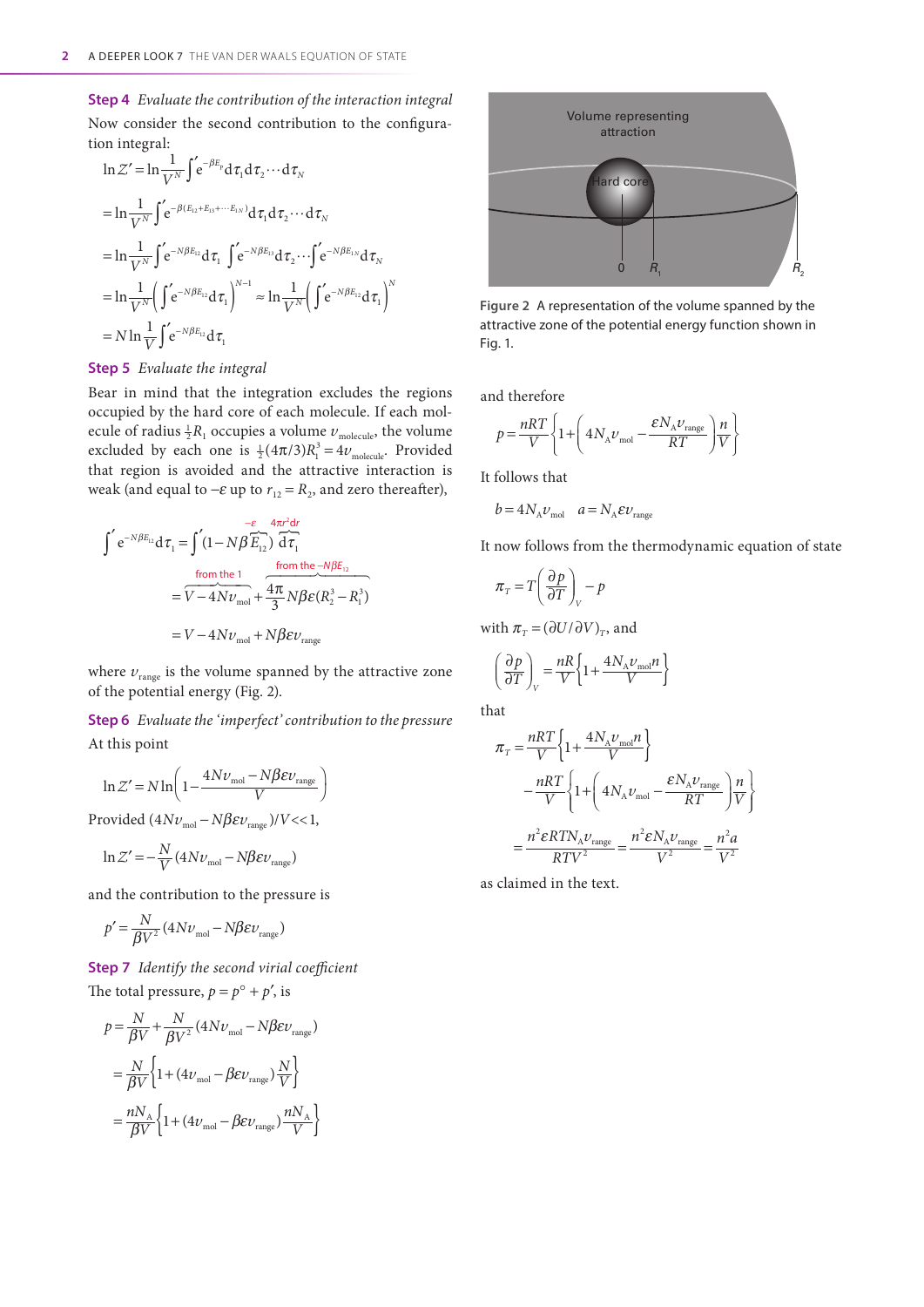**Step 4** *Evaluate the contribution of the interaction integral*

Now consider the second contribution to the configuration integral:

$$
\begin{aligned}
\ln Z' &= \ln\frac{1}{V^N}\int' \mathrm{e}^{-\beta E_P}\,\mathrm{d}\tau_1\mathrm{d}\tau_2\cdots\mathrm{d}\tau_N \\
&= \ln\frac{1}{V^N}\int' \mathrm{e}^{-\beta(E_{12}+E_{13}+\cdots E_{1N})}\,\mathrm{d}\tau_1\mathrm{d}\tau_2\cdots\mathrm{d}\tau_N \\
&= \ln\frac{1}{V^N}\int' \mathrm{e}^{-N\beta E_{12}}\mathrm{d}\tau_1 \int' \mathrm{e}^{-N\beta E_{13}}\mathrm{d}\tau_2\cdots\int' \mathrm{e}^{-N\beta E_{1N}}\mathrm{d}\tau_N \\
&= \ln\frac{1}{V^N}\left(\int' \mathrm{e}^{-N\beta E_{12}}\mathrm{d}\tau_1\right)^{N-1} \approx \ln\frac{1}{V^N}\left(\int' \mathrm{e}^{-N\beta E_{12}}\mathrm{d}\tau_1\right)^{N} \\
&= N\ln\frac{1}{V}\int' \mathrm{e}^{-N\beta E_{12}}\mathrm{d}\tau_1
\end{aligned}
$$

**Step 5** *Evaluate the integral*

Bear in mind that the integration excludes the regions occupied by the hard core of each molecule. If each molecule of radius $\frac{1}{2}R_1$ occupies a volume $v_{\text{molecule}}$, the volume excluded by each one is $\frac{1}{2}(4\pi/3)R_1^3 = 4v_{\text{molecule}}$. Provided that region is avoided and the attractive interaction is weak (and equal to $-\varepsilon$ up to $r_{12} = R_2$, and zero thereafter),

$$
\begin{aligned}
\int' \mathrm{e}^{-N\beta E_{12}}\mathrm{d}\tau_1 &= \int'(1 - N\beta \overbrace{E_{12}}^{-\varepsilon})\,\overbrace{\mathrm{d}\tau_1}^{4\pi r^2 \mathrm{d}r} \\
&= \underbrace{V - 4Nv_{\text{mol}}}_{\text{from the 1}} + \underbrace{\frac{4\pi}{3}N\beta\varepsilon(R_2^3 - R_1^3)}_{\text{from the } -N\beta E_{12}} \\
&= V - 4Nv_{\text{mol}} + N\beta\varepsilon v_{\text{range}}
\end{aligned}
$$

where $v_{\text{range}}$ is the volume spanned by the attractive zone of the potential energy (Fig. 2).

**Step 6** *Evaluate the 'imperfect' contribution to the pressure*

At this point

$$
\ln Z' = N\ln\left(1 - \frac{4Nv_{\text{mol}} - N\beta\varepsilon v_{\text{range}}}{V}\right)
$$

Provided $(4Nv_{\text{mol}} - N\beta\varepsilon v_{\text{range}})/V << 1$,

$$
\ln Z' = -\frac{N}{V}(4Nv_{\text{mol}} - N\beta\varepsilon v_{\text{range}})
$$

and the contribution to the pressure is

$$
p' = \frac{N}{\beta V^2}(4Nv_{\text{mol}} - N\beta\varepsilon v_{\text{range}})
$$

**Step 7** *Identify the second virial coefficient*

The total pressure, $p = p^\circ + p'$, is

$$
\begin{aligned}
p &= \frac{N}{\beta V} + \frac{N}{\beta V^2}(4Nv_{\text{mol}} - N\beta\varepsilon v_{\text{range}}) \\
&= \frac{N}{\beta V}\left\{1 + (4v_{\text{mol}} - \beta\varepsilon v_{\text{range}})\frac{N}{V}\right\} \\
&= \frac{nN_{\text{A}}}{\beta V}\left\{1 + (4v_{\text{mol}} - \beta\varepsilon v_{\text{range}})\frac{nN_{\text{A}}}{V}\right\}
\end{aligned}
$$

Volume representing attraction

Hard core

0

$R_1$

$R_2$

Figure 2 A representation of the volume spanned by the attractive zone of the potential energy function shown in Fig. 1.

and therefore

$$
p = \frac{nRT}{V}\left\{1 + \left(4N_{\text{A}}v_{\text{mol}} - \frac{\varepsilon N_{\text{A}}v_{\text{range}}}{RT}\right)\frac{n}{V}\right\}
$$

It follows that

$$
b = 4N_{\text{A}}v_{\text{mol}} \qquad a = N_{\text{A}}\varepsilon v_{\text{range}}
$$

It now follows from the thermodynamic equation of state

$$
\pi_T = T\left(\frac{\partial p}{\partial T}\right)_V - p
$$

with $\pi_T = (\partial U/\partial V)_T$, and

$$
\left(\frac{\partial p}{\partial T}\right)_V = \frac{nR}{V}\left\{1 + \frac{4N_{\text{A}}v_{\text{mol}}n}{V}\right\}
$$

that

$$
\begin{aligned}
\pi_T &= \frac{nRT}{V}\left\{1 + \frac{4N_{\text{A}}v_{\text{mol}}n}{V}\right\} \\
&\quad - \frac{nRT}{V}\left\{1 + \left(4N_{\text{A}}v_{\text{mol}} - \frac{\varepsilon N_{\text{A}}v_{\text{range}}}{RT}\right)\frac{n}{V}\right\} \\
&= \frac{n^2\varepsilon RTN_{\text{A}}v_{\text{range}}}{RTV^2} = \frac{n^2\varepsilon N_{\text{A}}v_{\text{range}}}{V^2} = \frac{n^2 a}{V^2}
\end{aligned}
$$

as claimed in the text.